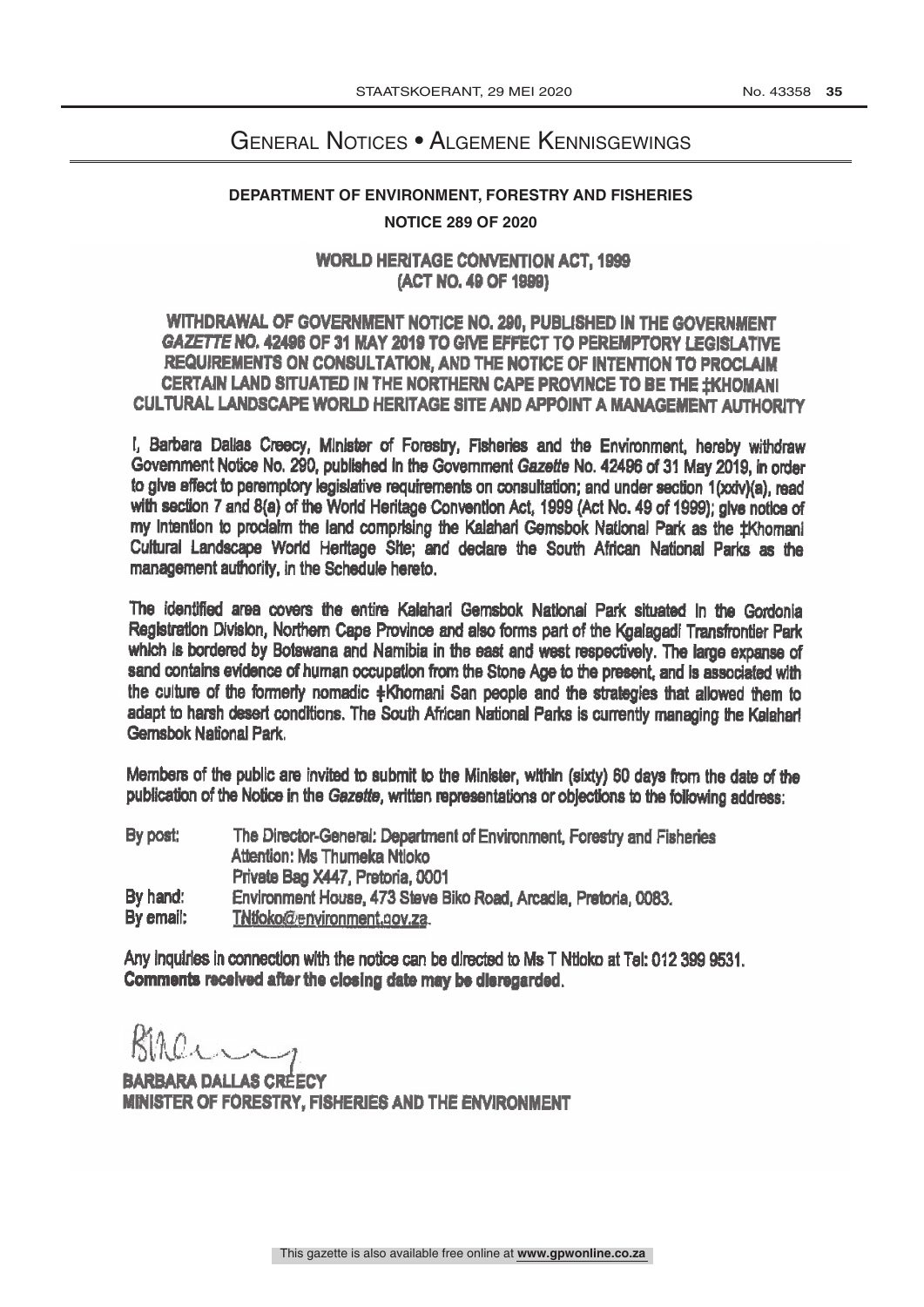# General Notices • Algemene Kennisgewings

## DEPARTMENT OF ENVIRONMENT, FORESTRY AND FISHERIES

### NOTICE 289 OF 2020

**WORLD HERITAGE CONVENTION ACT, 1999**
**(ACT NO. 49 OF 1999)**

**WITHDRAWAL OF GOVERNMENT NOTICE NO. 290, PUBLISHED IN THE GOVERNMENT *GAZETTE* NO. 42496 OF 31 MAY 2019 TO GIVE EFFECT TO PEREMPTORY LEGISLATIVE REQUIREMENTS ON CONSULTATION, AND THE NOTICE OF INTENTION TO PROCLAIM CERTAIN LAND SITUATED IN THE NORTHERN CAPE PROVINCE TO BE THE ‡KHOMANI CULTURAL LANDSCAPE WORLD HERITAGE SITE AND APPOINT A MANAGEMENT AUTHORITY**

I, Barbara Dallas Creecy, Minister of Forestry, Fisheries and the Environment, hereby withdraw Government Notice No. 290, published in the Government *Gazette* No. 42496 of 31 May 2019, in order to give effect to peremptory legislative requirements on consultation; and under section 1(xxiv)(a), read with section 7 and 8(a) of the World Heritage Convention Act, 1999 (Act No. 49 of 1999); give notice of my intention to proclaim the land comprising the Kalahari Gemsbok National Park as the ‡Khomani Cultural Landscape World Heritage Site; and declare the South African National Parks as the management authority, in the Schedule hereto.

The identified area covers the entire Kalahari Gemsbok National Park situated in the Gordonia Registration Division, Northern Cape Province and also forms part of the Kgalagadi Transfrontier Park which is bordered by Botswana and Namibia in the east and west respectively. The large expanse of sand contains evidence of human occupation from the Stone Age to the present, and is associated with the culture of the formerly nomadic ‡Khomani San people and the strategies that allowed them to adapt to harsh desert conditions. The South African National Parks is currently managing the Kalahari Gemsbok National Park.

Members of the public are invited to submit to the Minister, within (sixty) 60 days from the date of the publication of the Notice in the *Gazette*, written representations or objections to the following address:

| | |
|---|---|
| By post: | The Director-General: Department of Environment, Forestry and Fisheries<br>Attention: Ms Thumeka Ntloko<br>Private Bag X447, Pretoria, 0001 |
| By hand: | Environment House, 473 Steve Biko Road, Arcadia, Pretoria, 0083. |
| By email: | TNtloko@environment.gov.za. |

Any inquiries in connection with the notice can be directed to Ms T Ntloko at Tel: 012 399 9531.
**Comments received after the closing date may be disregarded.**

**BARBARA DALLAS CREECY**
**MINISTER OF FORESTRY, FISHERIES AND THE ENVIRONMENT**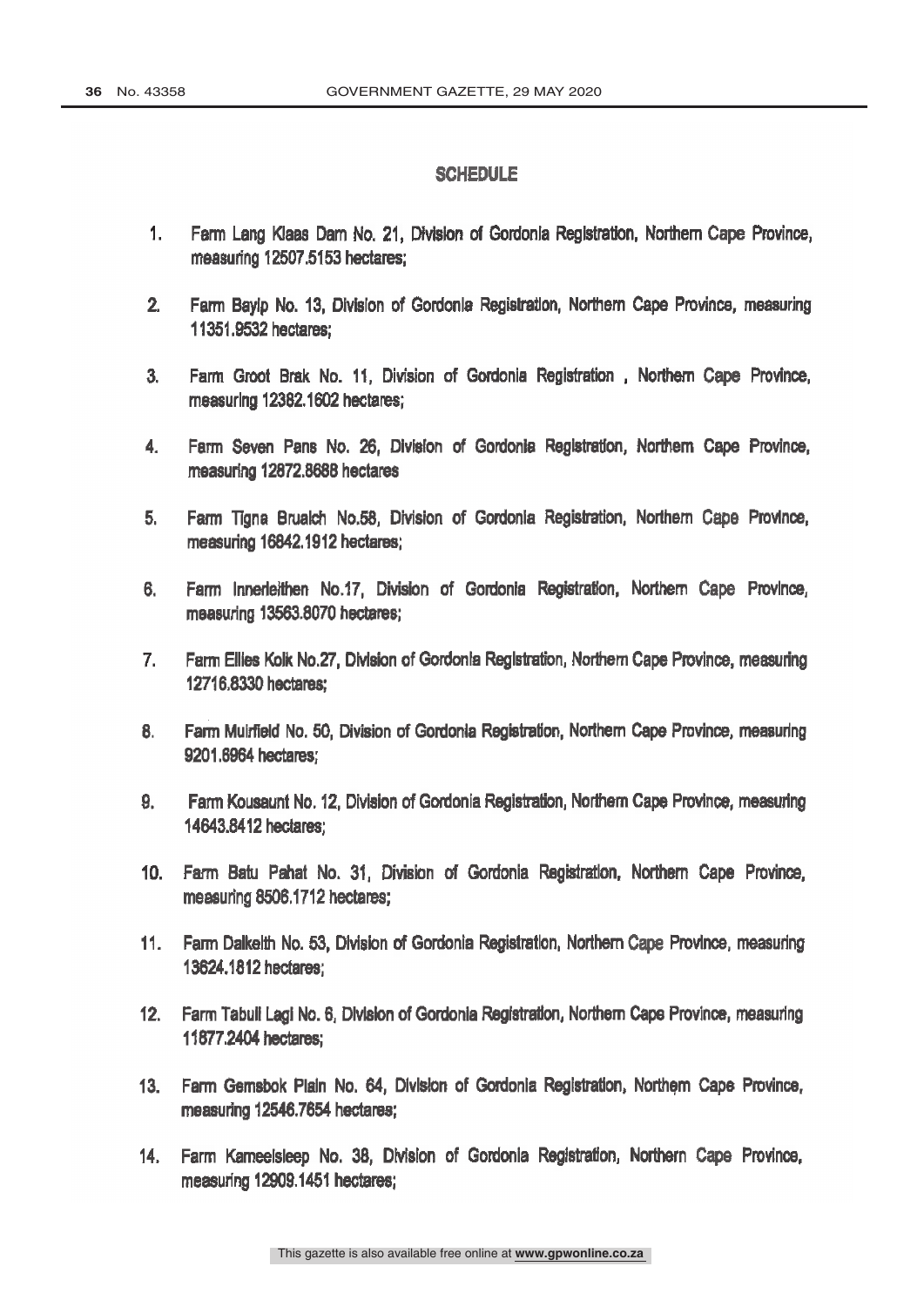## SCHEDULE

1. Farm Lang Klaas Dam No. 21, Division of Gordonia Registration, Northern Cape Province, measuring 12507.5153 hectares;

2. Farm Bayip No. 13, Division of Gordonia Registration, Northern Cape Province, measuring 11351.9532 hectares;

3. Farm Groot Brak No. 11, Division of Gordonia Registration , Northern Cape Province, measuring 12382.1602 hectares;

4. Farm Seven Pans No. 26, Division of Gordonia Registration, Northern Cape Province, measuring 12872.8688 hectares

5. Farm Tigna Bruaich No.58, Division of Gordonia Registration, Northern Cape Province, measuring 16842.1912 hectares;

6. Farm Innerleithen No.17, Division of Gordonia Registration, Northern Cape Province, measuring 13563.8070 hectares;

7. Farm Ellies Kolk No.27, Division of Gordonia Registration, Northern Cape Province, measuring 12716.8330 hectares;

8. Farm Muirfield No. 50, Division of Gordonia Registration, Northern Cape Province, measuring 9201.6964 hectares;

9. Farm Kousaunt No. 12, Division of Gordonia Registration, Northern Cape Province, measuring 14643.8412 hectares;

10. Farm Batu Pahat No. 31, Division of Gordonia Registration, Northern Cape Province, measuring 8506.1712 hectares;

11. Farm Dalkeith No. 53, Division of Gordonia Registration, Northern Cape Province, measuring 13624.1812 hectares;

12. Farm Tabull Lagi No. 6, Division of Gordonia Registration, Northern Cape Province, measuring 11877.2404 hectares;

13. Farm Gemsbok Plain No. 64, Division of Gordonia Registration, Northern Cape Province, measuring 12546.7854 hectares;

14. Farm Kameelsleep No. 38, Division of Gordonia Registration, Northern Cape Province, measuring 12909.1451 hectares;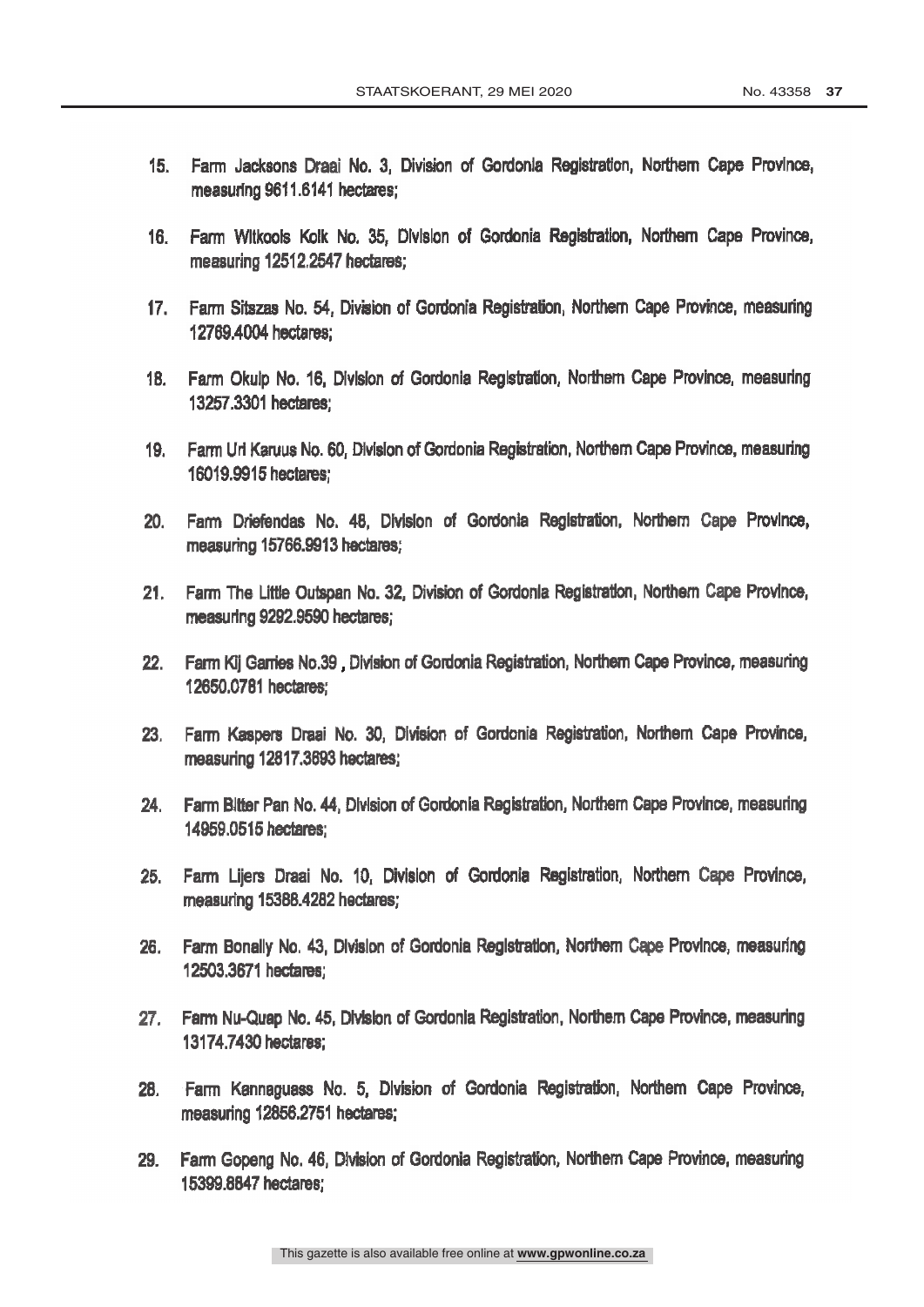15. Farm Jacksons Draai No. 3, Division of Gordonia Registration, Northern Cape Province, measuring 9611.6141 hectares;

16. Farm Witkools Kolk No. 35, Division of Gordonia Registration, Northern Cape Province, measuring 12512.2547 hectares;

17. Farm Sitszas No. 54, Division of Gordonia Registration, Northern Cape Province, measuring 12769.4004 hectares;

18. Farm Okuip No. 16, Division of Gordonia Registration, Northern Cape Province, measuring 13257.3301 hectares;

19. Farm Uri Karuus No. 60, Division of Gordonia Registration, Northern Cape Province, measuring 16019.9915 hectares;

20. Farm Driefendas No. 48, Division of Gordonia Registration, Northern Cape Province, measuring 15766.9913 hectares;

21. Farm The Little Outspan No. 32, Division of Gordonia Registration, Northern Cape Province, measuring 9292.9590 hectares;

22. Farm Kij Garries No.39 , Division of Gordonia Registration, Northern Cape Province, measuring 12650.0781 hectares;

23. Farm Kaspers Draai No. 30, Division of Gordonia Registration, Northern Cape Province, measuring 12817.3693 hectares;

24. Farm Bitter Pan No. 44, Division of Gordonia Registration, Northern Cape Province, measuring 14959.0515 hectares;

25. Farm Lijers Draai No. 10, Division of Gordonia Registration, Northern Cape Province, measuring 15388.4282 hectares;

26. Farm Bonally No. 43, Division of Gordonia Registration, Northern Cape Province, measuring 12503.3671 hectares;

27. Farm Nu-Quap No. 45, Division of Gordonia Registration, Northern Cape Province, measuring 13174.7430 hectares;

28. Farm Kannaguass No. 5, Division of Gordonia Registration, Northern Cape Province, measuring 12858.2751 hectares;

29. Farm Gopeng No. 46, Division of Gordonia Registration, Northern Cape Province, measuring 15399.8847 hectares;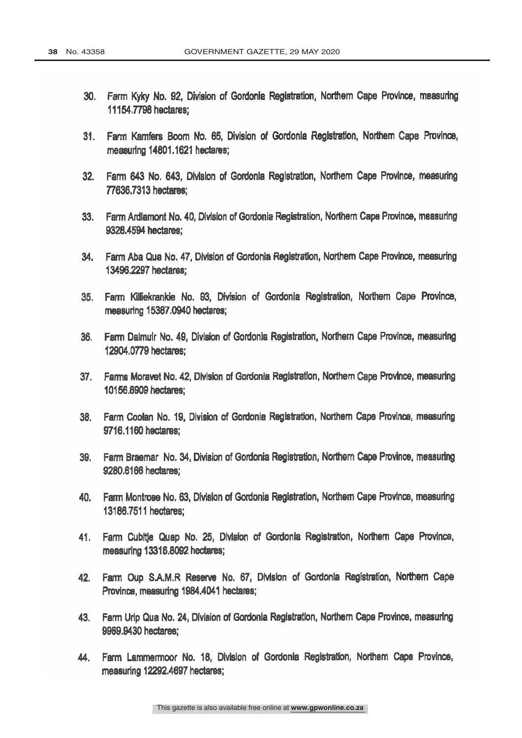30. Farm Kyky No. 92, Division of Gordonia Registration, Northern Cape Province, measuring 11154.7798 hectares;

31. Farm Kamfers Boom No. 65, Division of Gordonia Registration, Northern Cape Province, measuring 14801.1621 hectares;

32. Farm 643 No. 643, Division of Gordonia Registration, Northern Cape Province, measuring 77636.7313 hectares;

33. Farm Ardlamont No. 40, Division of Gordonia Registration, Northern Cape Province, measuring 9328.4594 hectares;

34. Farm Aba Qua No. 47, Division of Gordonia Registration, Northern Cape Province, measuring 13496.2297 hectares;

35. Farm Killiekrankie No. 93, Division of Gordonia Registration, Northern Cape Province, measuring 15387.0940 hectares;

36. Farm Dalmuir No. 49, Division of Gordonia Registration, Northern Cape Province, measuring 12904.0779 hectares;

37. Farms Moravet No. 42, Division of Gordonia Registration, Northern Cape Province, measuring 10156.8909 hectares;

38. Farm Coolan No. 19, Division of Gordonia Registration, Northern Cape Province, measuring 9716.1160 hectares;

39. Farm Braemar No. 34, Division of Gordonia Registration, Northern Cape Province, measuring 9280.6166 hectares;

40. Farm Montrose No. 63, Division of Gordonia Registration, Northern Cape Province, measuring 13186.7511 hectares;

41. Farm Cubitje Quap No. 25, Division of Gordonia Registration, Northern Cape Province, measuring 13316.8092 hectares;

42. Farm Oup S.A.M.R Reserve No. 67, Division of Gordonia Registration, Northern Cape Province, measuring 1984.4041 hectares;

43. Farm Urip Qua No. 24, Division of Gordonia Registration, Northern Cape Province, measuring 9989.9430 hectares;

44. Farm Lammermoor No. 18, Division of Gordonia Registration, Northern Cape Province, measuring 12292.4697 hectares;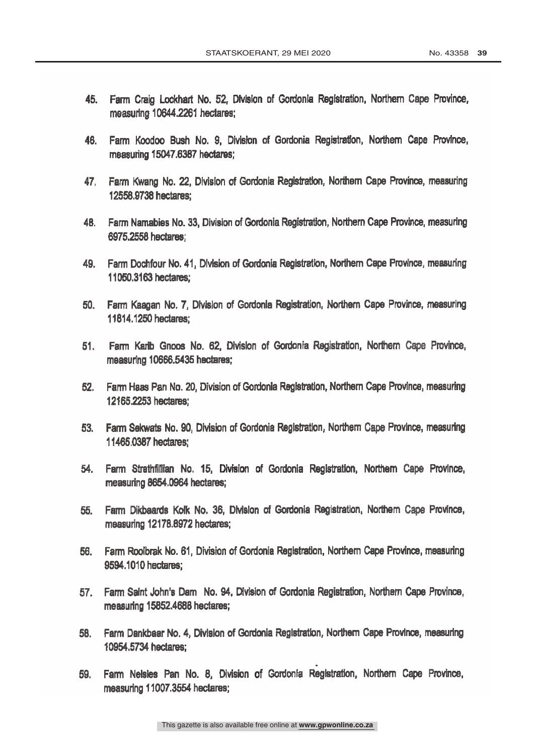45. Farm Craig Lockhart No. 52, Division of Gordonia Registration, Northern Cape Province, measuring 10644.2261 hectares;

46. Farm Koodoo Bush No. 9, Division of Gordonia Registration, Northern Cape Province, measuring 15047.6387 hectares;

47. Farm Kwang No. 22, Division of Gordonia Registration, Northern Cape Province, measuring 12558.9738 hectares;

48. Farm Namabies No. 33, Division of Gordonia Registration, Northern Cape Province, measuring 6975.2558 hectares;

49. Farm Dochfour No. 41, Division of Gordonia Registration, Northern Cape Province, measuring 11050.3163 hectares;

50. Farm Kaagan No. 7, Division of Gordonia Registration, Northern Cape Province, measuring 11814.1250 hectares;

51. Farm Karib Gnoos No. 62, Division of Gordonia Registration, Northern Cape Province, measuring 10666.5435 hectares;

52. Farm Haas Pan No. 20, Division of Gordonia Registration, Northern Cape Province, measuring 12165.2253 hectares;

53. Farm Sekwats No. 90, Division of Gordonia Registration, Northern Cape Province, measuring 11465.0387 hectares;

54. Farm Strathfillian No. 15, Division of Gordonia Registration, Northern Cape Province, measuring 8654.0964 hectares;

55. Farm Dikbaards Kolk No. 36, Division of Gordonia Registration, Northern Cape Province, measuring 12178.8972 hectares;

56. Farm Roolbrak No. 61, Division of Gordonia Registration, Northern Cape Province, measuring 9594.1010 hectares;

57. Farm Saint John's Dam No. 94, Division of Gordonia Registration, Northern Cape Province, measuring 15852.4688 hectares;

58. Farm Dankbaar No. 4, Division of Gordonia Registration, Northern Cape Province, measuring 10954.5734 hectares;

59. Farm Nelsies Pan No. 8, Division of Gordonia Registration, Northern Cape Province, measuring 11007.3554 hectares;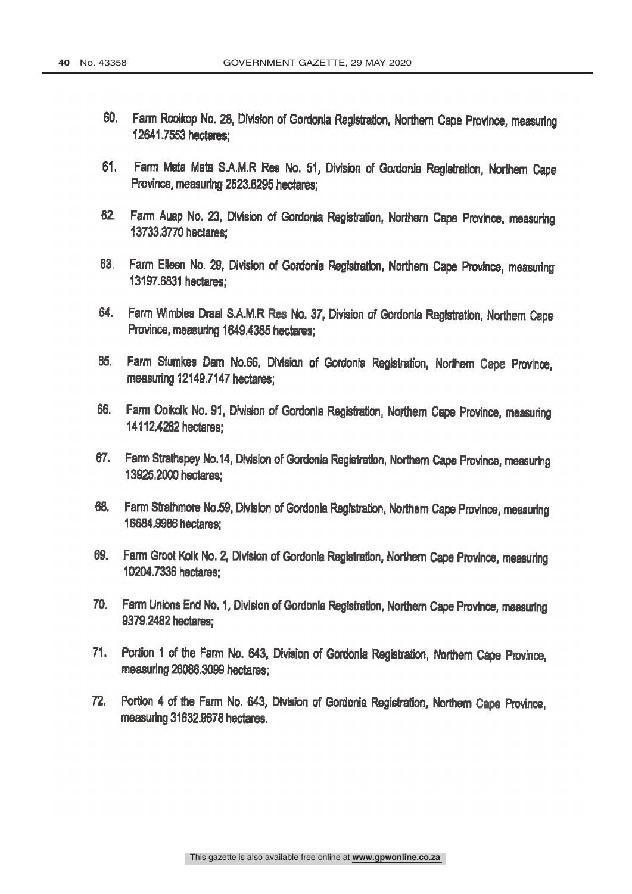60. Farm Rooikop No. 28, Division of Gordonia Registration, Northern Cape Province, measuring 12641.7553 hectares;

61. Farm Mata Mata S.A.M.R Res No. 51, Division of Gordonia Registration, Northern Cape Province, measuring 2523.8295 hectares;

62. Farm Auap No. 23, Division of Gordonia Registration, Northern Cape Province, measuring 13733.3770 hectares;

63. Farm Eileen No. 29, Division of Gordonia Registration, Northern Cape Province, measuring 13197.6831 hectares;

64. Farm Wimbles Draai S.A.M.R Res No. 37, Division of Gordonia Registration, Northern Cape Province, measuring 1649.4385 hectares;

65. Farm Stumkes Dam No.66, Division of Gordonia Registration, Northern Cape Province, measuring 12149.7147 hectares;

66. Farm Ooikolk No. 91, Division of Gordonia Registration, Northern Cape Province, measuring 14112.4282 hectares;

67. Farm Strathspey No.14, Division of Gordonia Registration, Northern Cape Province, measuring 13925.2000 hectares;

68. Farm Strathmore No.59, Division of Gordonia Registration, Northern Cape Province, measuring 16684.9986 hectares;

69. Farm Groot Kolk No. 2, Division of Gordonia Registration, Northern Cape Province, measuring 10204.7336 hectares;

70. Farm Unions End No. 1, Division of Gordonia Registration, Northern Cape Province, measuring 9379.2482 hectares;

71. Portion 1 of the Farm No. 643, Division of Gordonia Registration, Northern Cape Province, measuring 26086.3099 hectares;

72. Portion 4 of the Farm No. 643, Division of Gordonia Registration, Northern Cape Province, measuring 31632.9678 hectares.